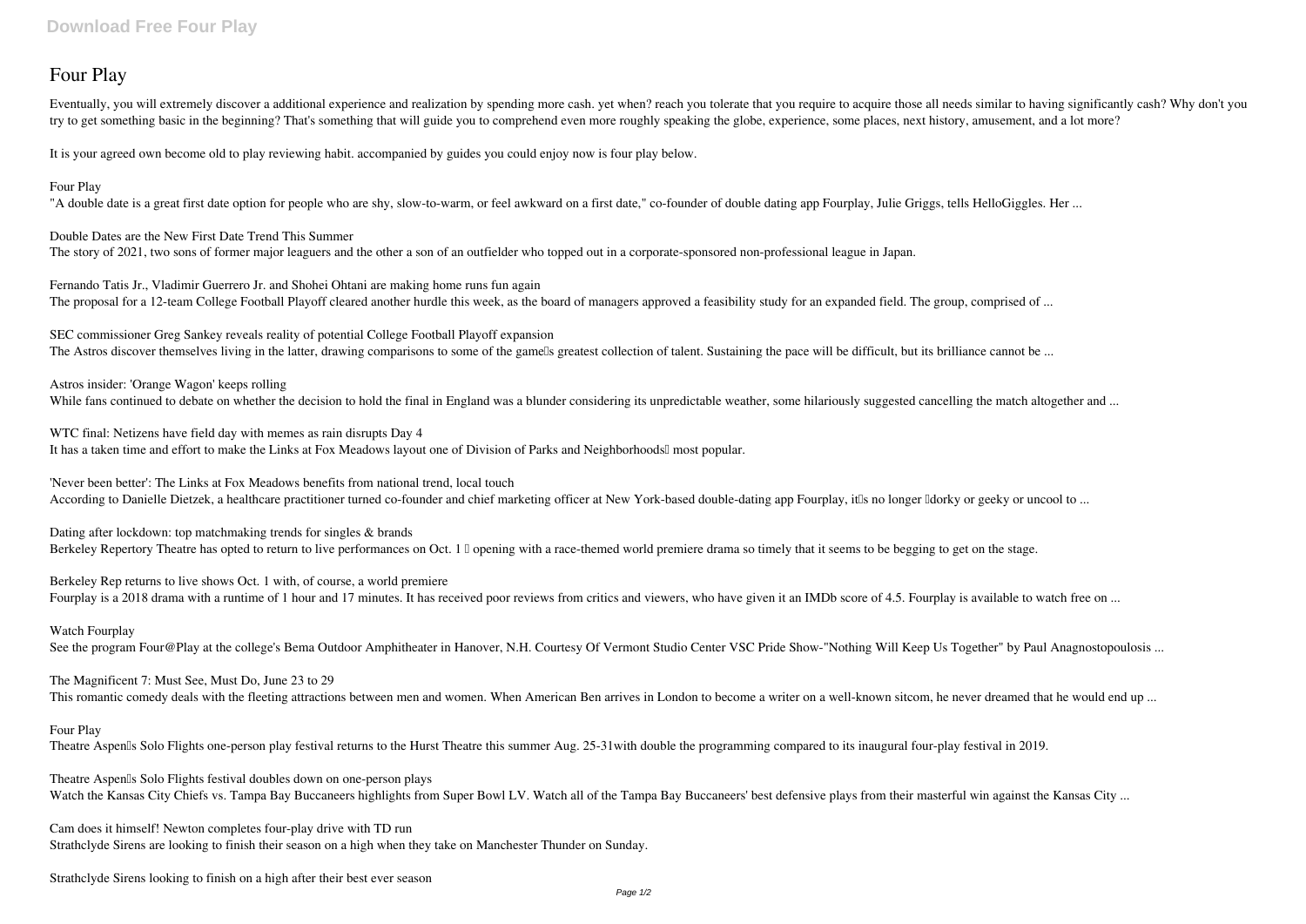# Four Play

Eventually, you will extremely discover a additional experience and realization by spending more cash. yet when? reach you tolerate that you require to acquire those all needs similar to having significantly cash? Why don't you try to get something basic in the beginning? That's something that will guide you to comprehend even more roughly speaking the globe, experience, some places, next history, amusement, and a lot more?

It is your agreed own become old to play reviewing habit. accompanied by guides you could enjoy now is four play below.

**Four Play**
"A double date is a great first date option for people who are shy, slow-to-warm, or feel awkward on a first date," co-founder of double dating app Fourplay, Julie Griggs, tells HelloGiggles. Her ...

**Double Dates are the New First Date Trend This Summer**
The story of 2021, two sons of former major leaguers and the other a son of an outfielder who topped out in a corporate-sponsored non-professional league in Japan.

**Fernando Tatis Jr., Vladimir Guerrero Jr. and Shohei Ohtani are making home runs fun again**
The proposal for a 12-team College Football Playoff cleared another hurdle this week, as the board of managers approved a feasibility study for an expanded field. The group, comprised of ...

**SEC commissioner Greg Sankey reveals reality of potential College Football Playoff expansion**
The Astros discover themselves living in the latter, drawing comparisons to some of the game's greatest collection of talent. Sustaining the pace will be difficult, but its brilliance cannot be ...

**Astros insider: 'Orange Wagon' keeps rolling**
While fans continued to debate on whether the decision to hold the final in England was a blunder considering its unpredictable weather, some hilariously suggested cancelling the match altogether and ...

**WTC final: Netizens have field day with memes as rain disrupts Day 4**
It has a taken time and effort to make the Links at Fox Meadows layout one of Division of Parks and Neighborhoods' most popular.

**'Never been better': The Links at Fox Meadows benefits from national trend, local touch**
According to Danielle Dietzek, a healthcare practitioner turned co-founder and chief marketing officer at New York-based double-dating app Fourplay, it's no longer "dorky or geeky or uncool to ...

**Dating after lockdown: top matchmaking trends for singles & brands**
Berkeley Repertory Theatre has opted to return to live performances on Oct. 1 — opening with a race-themed world premiere drama so timely that it seems to be begging to get on the stage.

**Berkeley Rep returns to live shows Oct. 1 with, of course, a world premiere**
Fourplay is a 2018 drama with a runtime of 1 hour and 17 minutes. It has received poor reviews from critics and viewers, who have given it an IMDb score of 4.5. Fourplay is available to watch free on ...

**Watch Fourplay**
See the program Four@Play at the college's Bema Outdoor Amphitheater in Hanover, N.H. Courtesy Of Vermont Studio Center VSC Pride Show-"Nothing Will Keep Us Together" by Paul Anagnostopoulosis ...

**The Magnificent 7: Must See, Must Do, June 23 to 29**
This romantic comedy deals with the fleeting attractions between men and women. When American Ben arrives in London to become a writer on a well-known sitcom, he never dreamed that he would end up ...

**Four Play**
Theatre Aspen's Solo Flights one-person play festival returns to the Hurst Theatre this summer Aug. 25-31with double the programming compared to its inaugural four-play festival in 2019.

**Theatre Aspen's Solo Flights festival doubles down on one-person plays**
Watch the Kansas City Chiefs vs. Tampa Bay Buccaneers highlights from Super Bowl LV. Watch all of the Tampa Bay Buccaneers' best defensive plays from their masterful win against the Kansas City ...

**Cam does it himself! Newton completes four-play drive with TD run**
Strathclyde Sirens are looking to finish their season on a high when they take on Manchester Thunder on Sunday.

**Strathclyde Sirens looking to finish on a high after their best ever season**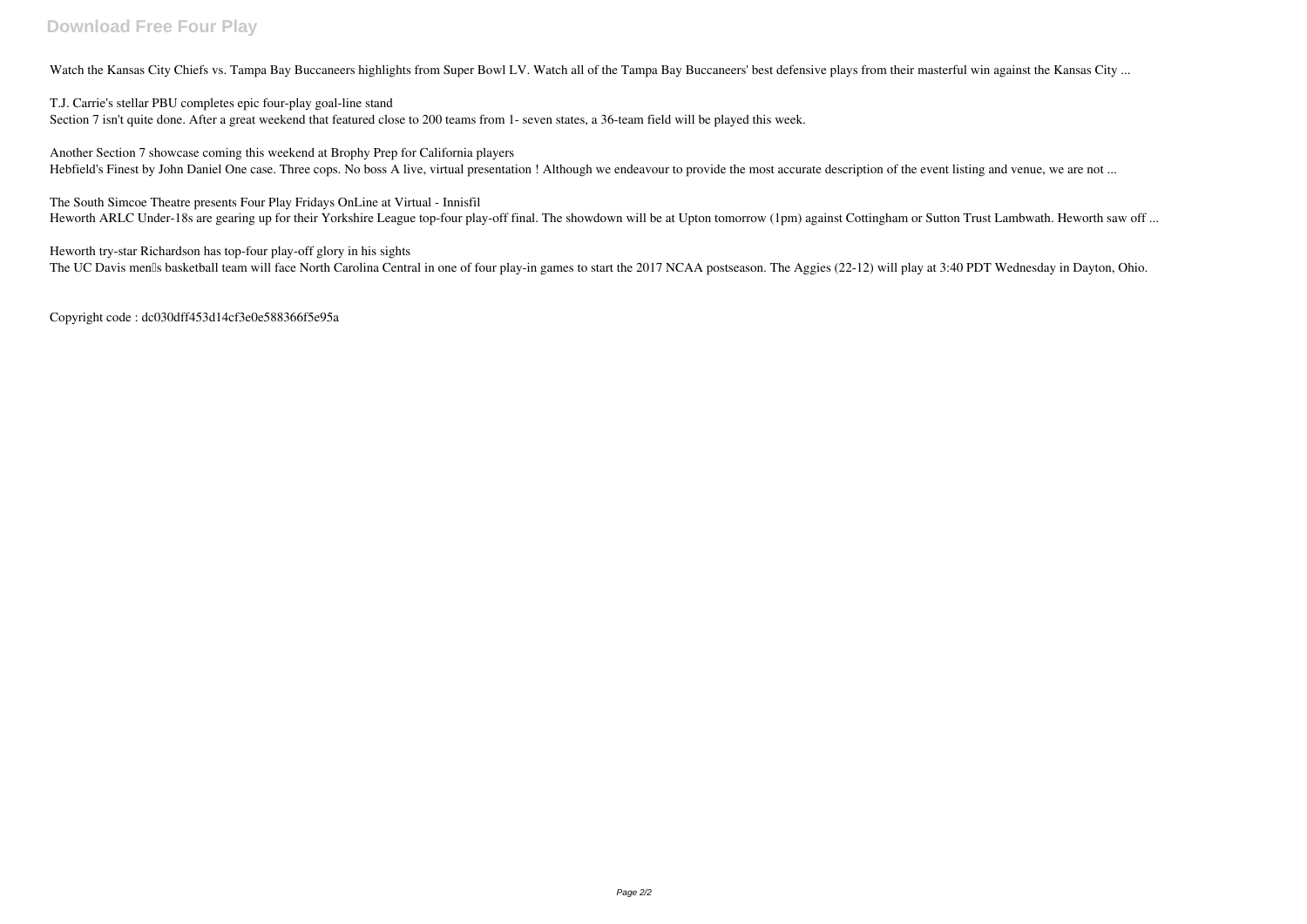Watch the Kansas City Chiefs vs. Tampa Bay Buccaneers highlights from Super Bowl LV. Watch all of the Tampa Bay Buccaneers' best defensive plays from their masterful win against the Kansas City ...

T.J. Carrie's stellar PBU completes epic four-play goal-line stand

Section 7 isn't quite done. After a great weekend that featured close to 200 teams from 1- seven states, a 36-team field will be played this week.

Another Section 7 showcase coming this weekend at Brophy Prep for California players

Hebfield's Finest by John Daniel One case. Three cops. No boss A live, virtual presentation ! Although we endeavour to provide the most accurate description of the event listing and venue, we are not ...

The South Simcoe Theatre presents Four Play Fridays OnLine at Virtual - Innisfil

Heworth ARLC Under-18s are gearing up for their Yorkshire League top-four play-off final. The showdown will be at Upton tomorrow (1pm) against Cottingham or Sutton Trust Lambwath. Heworth saw off ...

Heworth try-star Richardson has top-four play-off glory in his sights

The UC Davis men's basketball team will face North Carolina Central in one of four play-in games to start the 2017 NCAA postseason. The Aggies (22-12) will play at 3:40 PDT Wednesday in Dayton, Ohio.

Copyright code : dc030dff453d14cf3e0e588366f5e95a